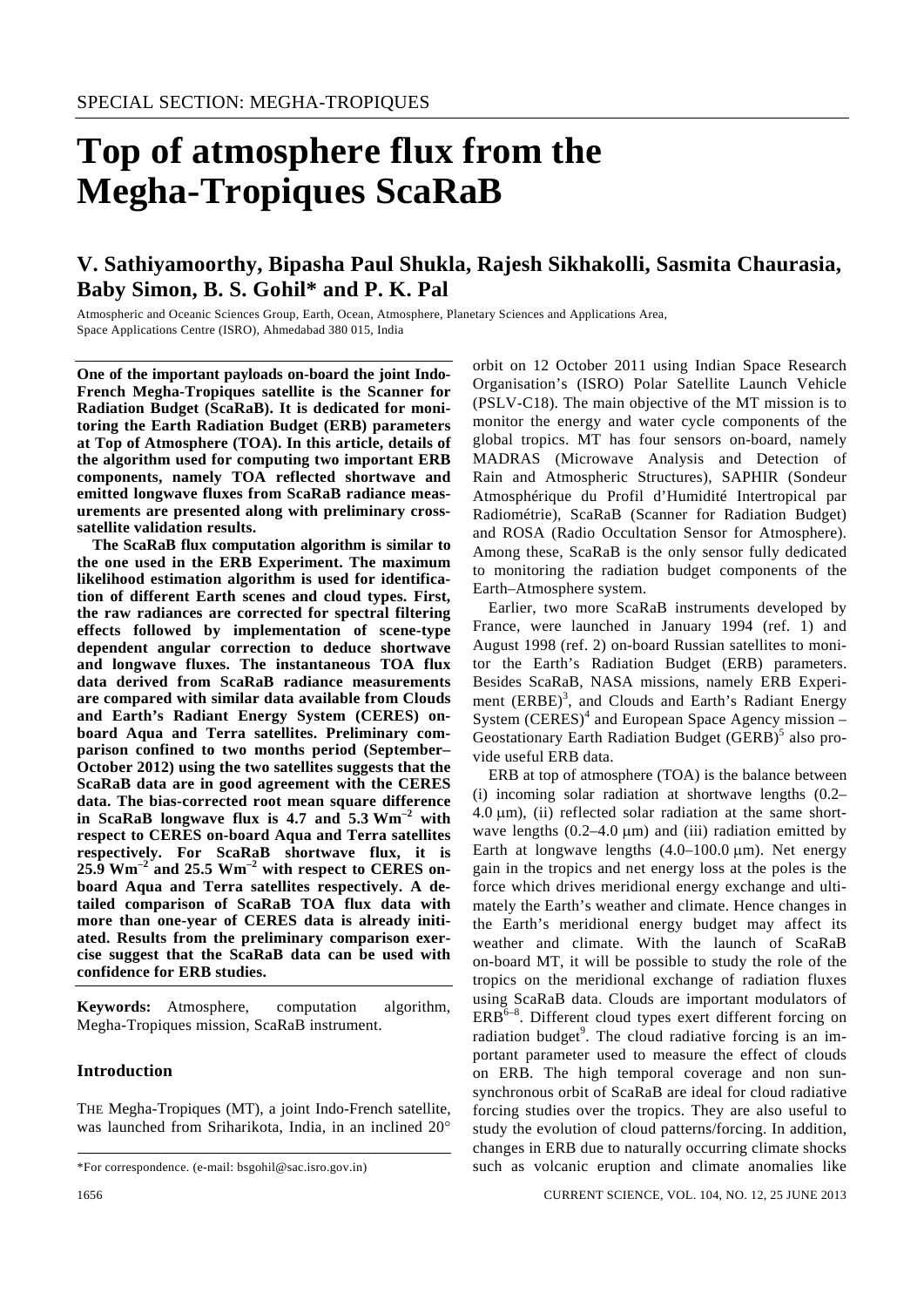# Top of atmosphere flux from the Megha-Tropiques ScaRaB

## V. Sathiyamoorthy, Bipasha Paul Shukla, Rajesh Sikhakolli, Sasmita Chaurasia, Baby Simon, B. S. Gohil* and P. K. Pal

Atmospheric and Oceanic Sciences Group, Earth, Ocean, Atmosphere, Planetary Sciences and Applications Area, Space Applications Centre (ISRO), Ahmedabad 380 015, India

**One of the important payloads on-board the joint Indo-French Megha-Tropiques satellite is the Scanner for Radiation Budget (ScaRaB). It is dedicated for monitoring the Earth Radiation Budget (ERB) parameters at Top of Atmosphere (TOA). In this article, details of the algorithm used for computing two important ERB components, namely TOA reflected shortwave and emitted longwave fluxes from ScaRaB radiance measurements are presented along with preliminary cross-satellite validation results.**

**The ScaRaB flux computation algorithm is similar to the one used in the ERB Experiment. The maximum likelihood estimation algorithm is used for identification of different Earth scenes and cloud types. First, the raw radiances are corrected for spectral filtering effects followed by implementation of scene-type dependent angular correction to deduce shortwave and longwave fluxes. The instantaneous TOA flux data derived from ScaRaB radiance measurements are compared with similar data available from Clouds and Earth's Radiant Energy System (CERES) on-board Aqua and Terra satellites. Preliminary comparison confined to two months period (September–October 2012) using the two satellites suggests that the ScaRaB data are in good agreement with the CERES data. The bias-corrected root mean square difference in ScaRaB longwave flux is 4.7 and 5.3 $Wm^{-2}$ with respect to CERES on-board Aqua and Terra satellites respectively. For ScaRaB shortwave flux, it is 25.9 $Wm^{-2}$ and 25.5 $Wm^{-2}$ with respect to CERES on-board Aqua and Terra satellites respectively. A detailed comparison of ScaRaB TOA flux data with more than one-year of CERES data is already initiated. Results from the preliminary comparison exercise suggest that the ScaRaB data can be used with confidence for ERB studies.**

**Keywords:** Atmosphere, computation algorithm, Megha-Tropiques mission, ScaRaB instrument.

## Introduction

THE Megha-Tropiques (MT), a joint Indo-French satellite, was launched from Sriharikota, India, in an inclined 20° orbit on 12 October 2011 using Indian Space Research Organisation's (ISRO) Polar Satellite Launch Vehicle (PSLV-C18). The main objective of the MT mission is to monitor the energy and water cycle components of the global tropics. MT has four sensors on-board, namely MADRAS (Microwave Analysis and Detection of Rain and Atmospheric Structures), SAPHIR (Sondeur Atmosphérique du Profil d'Humidité Intertropical par Radiométrie), ScaRaB (Scanner for Radiation Budget) and ROSA (Radio Occultation Sensor for Atmosphere). Among these, ScaRaB is the only sensor fully dedicated to monitoring the radiation budget components of the Earth–Atmosphere system.

Earlier, two more ScaRaB instruments developed by France, were launched in January 1994 (ref. 1) and August 1998 (ref. 2) on-board Russian satellites to monitor the Earth's Radiation Budget (ERB) parameters. Besides ScaRaB, NASA missions, namely ERB Experiment (ERBE)[3], and Clouds and Earth's Radiant Energy System (CERES)[4] and European Space Agency mission – Geostationary Earth Radiation Budget (GERB)[5] also provide useful ERB data.

ERB at top of atmosphere (TOA) is the balance between (i) incoming solar radiation at shortwave lengths (0.2–4.0 μm), (ii) reflected solar radiation at the same shortwave lengths (0.2–4.0 μm) and (iii) radiation emitted by Earth at longwave lengths (4.0–100.0 μm). Net energy gain in the tropics and net energy loss at the poles is the force which drives meridional energy exchange and ultimately the Earth's weather and climate. Hence changes in the Earth's meridional energy budget may affect its weather and climate. With the launch of ScaRaB on-board MT, it will be possible to study the role of the tropics on the meridional exchange of radiation fluxes using ScaRaB data. Clouds are important modulators of ERB[6–8]. Different cloud types exert different forcing on radiation budget[9]. The cloud radiative forcing is an important parameter used to measure the effect of clouds on ERB. The high temporal coverage and non sun-synchronous orbit of ScaRaB are ideal for cloud radiative forcing studies over the tropics. They are also useful to study the evolution of cloud patterns/forcing. In addition, changes in ERB due to naturally occurring climate shocks such as volcanic eruption and climate anomalies like

*For correspondence. (e-mail: bsgohil@sac.isro.gov.in)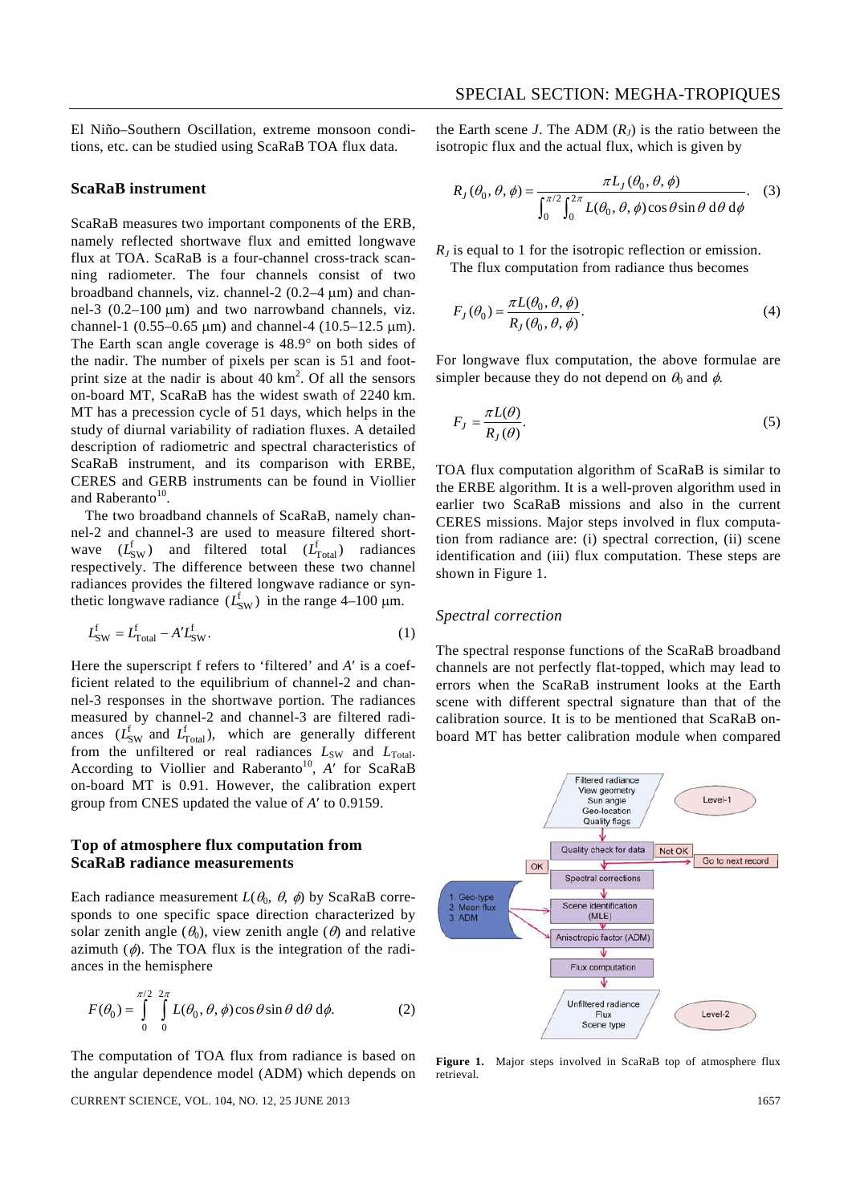El Niño–Southern Oscillation, extreme monsoon conditions, etc. can be studied using ScaRaB TOA flux data.

## ScaRaB instrument

ScaRaB measures two important components of the ERB, namely reflected shortwave flux and emitted longwave flux at TOA. ScaRaB is a four-channel cross-track scanning radiometer. The four channels consist of two broadband channels, viz. channel-2 (0.2–4 μm) and channel-3 (0.2–100 μm) and two narrowband channels, viz. channel-1 (0.55–0.65 μm) and channel-4 (10.5–12.5 μm). The Earth scan angle coverage is 48.9° on both sides of the nadir. The number of pixels per scan is 51 and footprint size at the nadir is about 40 km$^2$. Of all the sensors on-board MT, ScaRaB has the widest swath of 2240 km. MT has a precession cycle of 51 days, which helps in the study of diurnal variability of radiation fluxes. A detailed description of radiometric and spectral characteristics of ScaRaB instrument, and its comparison with ERBE, CERES and GERB instruments can be found in Viollier and Raberanto[10].

The two broadband channels of ScaRaB, namely channel-2 and channel-3 are used to measure filtered shortwave ($L_{\mathrm{SW}}^{\mathrm{f}}$) and filtered total ($L_{\mathrm{Total}}^{\mathrm{f}}$) radiances respectively. The difference between these two channel radiances provides the filtered longwave radiance or synthetic longwave radiance ($L_{\mathrm{SW}}^{\mathrm{f}}$) in the range 4–100 μm.

$$L_{\mathrm{SW}}^{\mathrm{f}} = L_{\mathrm{Total}}^{\mathrm{f}} - A' L_{\mathrm{SW}}^{\mathrm{f}}. \tag{1}$$

Here the superscript f refers to 'filtered' and $A'$ is a coefficient related to the equilibrium of channel-2 and channel-3 responses in the shortwave portion. The radiances measured by channel-2 and channel-3 are filtered radiances ($L_{\mathrm{SW}}^{\mathrm{f}}$ and $L_{\mathrm{Total}}^{\mathrm{f}}$), which are generally different from the unfiltered or real radiances $L_{\mathrm{SW}}$ and $L_{\mathrm{Total}}$. According to Viollier and Raberanto[10], $A'$ for ScaRaB on-board MT is 0.91. However, the calibration expert group from CNES updated the value of $A'$ to 0.9159.

## Top of atmosphere flux computation from ScaRaB radiance measurements

Each radiance measurement $L(\theta_0, \theta, \phi)$ by ScaRaB corresponds to one specific space direction characterized by solar zenith angle ($\theta_0$), view zenith angle ($\theta$) and relative azimuth ($\phi$). The TOA flux is the integration of the radiances in the hemisphere

$$F(\theta_0) = \int_0^{\pi/2} \int_0^{2\pi} L(\theta_0, \theta, \phi) \cos\theta \sin\theta \, \mathrm{d}\theta \, \mathrm{d}\phi. \tag{2}$$

The computation of TOA flux from radiance is based on the angular dependence model (ADM) which depends on the Earth scene $J$. The ADM ($R_J$) is the ratio between the isotropic flux and the actual flux, which is given by

$$R_J(\theta_0, \theta, \phi) = \frac{\pi L_J(\theta_0, \theta, \phi)}{\int_0^{\pi/2} \int_0^{2\pi} L(\theta_0, \theta, \phi) \cos\theta \sin\theta \, \mathrm{d}\theta \, \mathrm{d}\phi}. \tag{3}$$

$R_J$ is equal to 1 for the isotropic reflection or emission.

The flux computation from radiance thus becomes

$$F_J(\theta_0) = \frac{\pi L(\theta_0, \theta, \phi)}{R_J(\theta_0, \theta, \phi)}. \tag{4}$$

For longwave flux computation, the above formulae are simpler because they do not depend on $\theta_0$ and $\phi$.

$$F_J = \frac{\pi L(\theta)}{R_J(\theta)}. \tag{5}$$

TOA flux computation algorithm of ScaRaB is similar to the ERBE algorithm. It is a well-proven algorithm used in earlier two ScaRaB missions and also in the current CERES missions. Major steps involved in flux computation from radiance are: (i) spectral correction, (ii) scene identification and (iii) flux computation. These steps are shown in Figure 1.

### *Spectral correction*

The spectral response functions of the ScaRaB broadband channels are not perfectly flat-topped, which may lead to errors when the ScaRaB instrument looks at the Earth scene with different spectral signature than that of the calibration source. It is to be mentioned that ScaRaB on-board MT has better calibration module when compared

**Figure 1.** Major steps involved in ScaRaB top of atmosphere flux retrieval.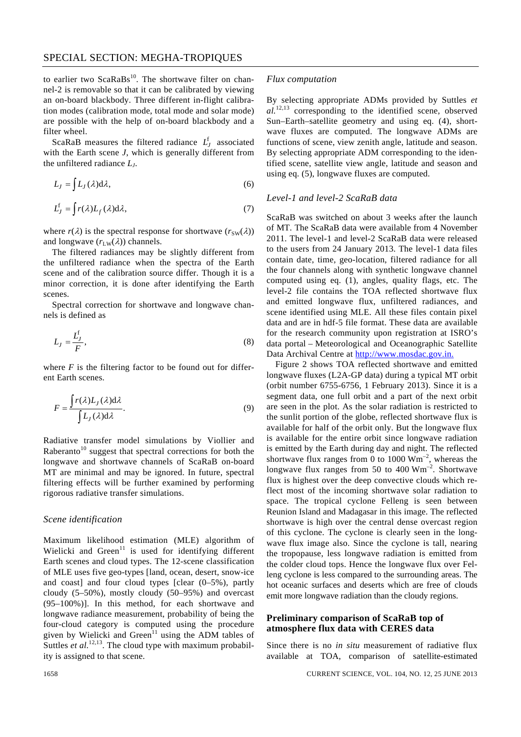to earlier two ScaRaBs[10]. The shortwave filter on channel-2 is removable so that it can be calibrated by viewing an on-board blackbody. Three different in-flight calibration modes (calibration mode, total mode and solar mode) are possible with the help of on-board blackbody and a filter wheel.

ScaRaB measures the filtered radiance $L_J^{\mathrm{f}}$ associated with the Earth scene $J$, which is generally different from the unfiltered radiance $L_J$.

$$L_J = \int L_J(\lambda)\mathrm{d}\lambda, \tag{6}$$

$$L_J^{\mathrm{f}} = \int r(\lambda) L_f(\lambda)\mathrm{d}\lambda, \tag{7}$$

where $r(\lambda)$ is the spectral response for shortwave ($r_{\mathrm{SW}}(\lambda)$) and longwave ($r_{\mathrm{LW}}(\lambda)$) channels.

The filtered radiances may be slightly different from the unfiltered radiance when the spectra of the Earth scene and of the calibration source differ. Though it is a minor correction, it is done after identifying the Earth scenes.

Spectral correction for shortwave and longwave channels is defined as

$$L_J = \frac{L_J^{\mathrm{f}}}{F}, \tag{8}$$

where $F$ is the filtering factor to be found out for different Earth scenes.

$$F = \frac{\int r(\lambda) L_J(\lambda)\mathrm{d}\lambda}{\int L_J(\lambda)\mathrm{d}\lambda}. \tag{9}$$

Radiative transfer model simulations by Viollier and Raberanto[10] suggest that spectral corrections for both the longwave and shortwave channels of ScaRaB on-board MT are minimal and may be ignored. In future, spectral filtering effects will be further examined by performing rigorous radiative transfer simulations.

### *Scene identification*

Maximum likelihood estimation (MLE) algorithm of Wielicki and Green[11] is used for identifying different Earth scenes and cloud types. The 12-scene classification of MLE uses five geo-types [land, ocean, desert, snow-ice and coast] and four cloud types [clear (0–5%), partly cloudy (5–50%), mostly cloudy (50–95%) and overcast (95–100%)]. In this method, for each shortwave and longwave radiance measurement, probability of being the four-cloud category is computed using the procedure given by Wielicki and Green[11] using the ADM tables of Suttles *et al.*[12,13]. The cloud type with maximum probability is assigned to that scene.

### *Flux computation*

By selecting appropriate ADMs provided by Suttles *et al.*[12,13] corresponding to the identified scene, observed Sun–Earth–satellite geometry and using eq. (4), shortwave fluxes are computed. The longwave ADMs are functions of scene, view zenith angle, latitude and season. By selecting appropriate ADM corresponding to the identified scene, satellite view angle, latitude and season and using eq. (5), longwave fluxes are computed.

### *Level-1 and level-2 ScaRaB data*

ScaRaB was switched on about 3 weeks after the launch of MT. The ScaRaB data were available from 4 November 2011. The level-1 and level-2 ScaRaB data were released to the users from 24 January 2013. The level-1 data files contain date, time, geo-location, filtered radiance for all the four channels along with synthetic longwave channel computed using eq. (1), angles, quality flags, etc. The level-2 file contains the TOA reflected shortwave flux and emitted longwave flux, unfiltered radiances, and scene identified using MLE. All these files contain pixel data and are in hdf-5 file format. These data are available for the research community upon registration at ISRO's data portal – Meteorological and Oceanographic Satellite Data Archival Centre at http://www.mosdac.gov.in.

Figure 2 shows TOA reflected shortwave and emitted longwave fluxes (L2A-GP data) during a typical MT orbit (orbit number 6755-6756, 1 February 2013). Since it is a segment data, one full orbit and a part of the next orbit are seen in the plot. As the solar radiation is restricted to the sunlit portion of the globe, reflected shortwave flux is available for half of the orbit only. But the longwave flux is available for the entire orbit since longwave radiation is emitted by the Earth during day and night. The reflected shortwave flux ranges from 0 to 1000 $\mathrm{Wm}^{-2}$, whereas the longwave flux ranges from 50 to 400 $\mathrm{Wm}^{-2}$. Shortwave flux is highest over the deep convective clouds which reflect most of the incoming shortwave solar radiation to space. The tropical cyclone Felleng is seen between Reunion Island and Madagasar in this image. The reflected shortwave is high over the central dense overcast region of this cyclone. The cyclone is clearly seen in the longwave flux image also. Since the cyclone is tall, nearing the tropopause, less longwave radiation is emitted from the colder cloud tops. Hence the longwave flux over Felleng cyclone is less compared to the surrounding areas. The hot oceanic surfaces and deserts which are free of clouds emit more longwave radiation than the cloudy regions.

## Preliminary comparison of ScaRaB top of atmosphere flux data with CERES data

Since there is no *in situ* measurement of radiative flux available at TOA, comparison of satellite-estimated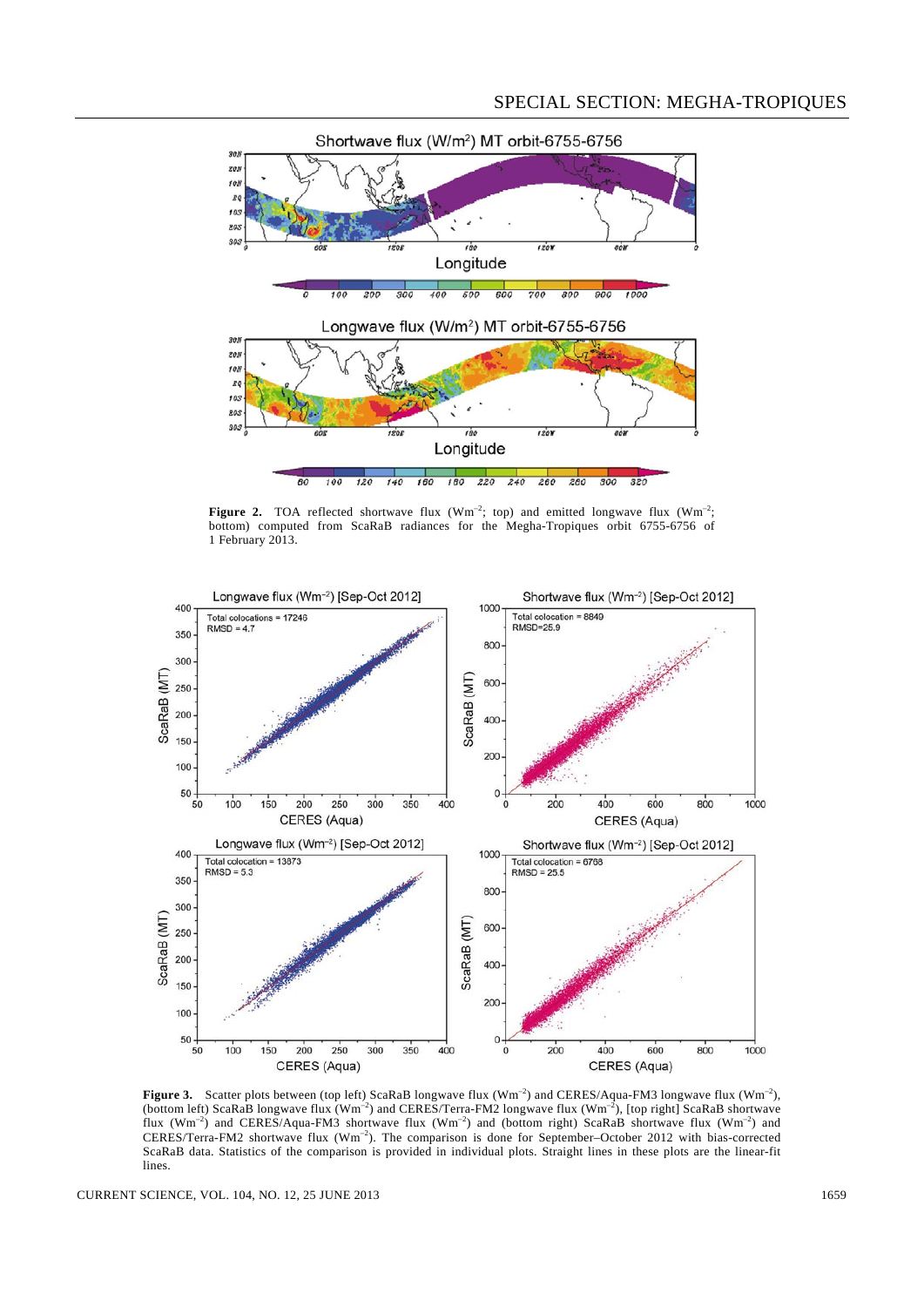**Figure 2.** TOA reflected shortwave flux ($Wm^{-2}$; top) and emitted longwave flux ($Wm^{-2}$; bottom) computed from ScaRaB radiances for the Megha-Tropiques orbit 6755-6756 of 1 February 2013.

**Figure 3.** Scatter plots between (top left) ScaRaB longwave flux ($Wm^{-2}$) and CERES/Aqua-FM3 longwave flux ($Wm^{-2}$), (bottom left) ScaRaB longwave flux ($Wm^{-2}$) and CERES/Terra-FM2 longwave flux ($Wm^{-2}$), [top right] ScaRaB shortwave flux ($Wm^{-2}$) and CERES/Aqua-FM3 shortwave flux ($Wm^{-2}$) and (bottom right) ScaRaB shortwave flux ($Wm^{-2}$) and CERES/Terra-FM2 shortwave flux ($Wm^{-2}$). The comparison is done for September–October 2012 with bias-corrected ScaRaB data. Statistics of the comparison is provided in individual plots. Straight lines in these plots are the linear-fit lines.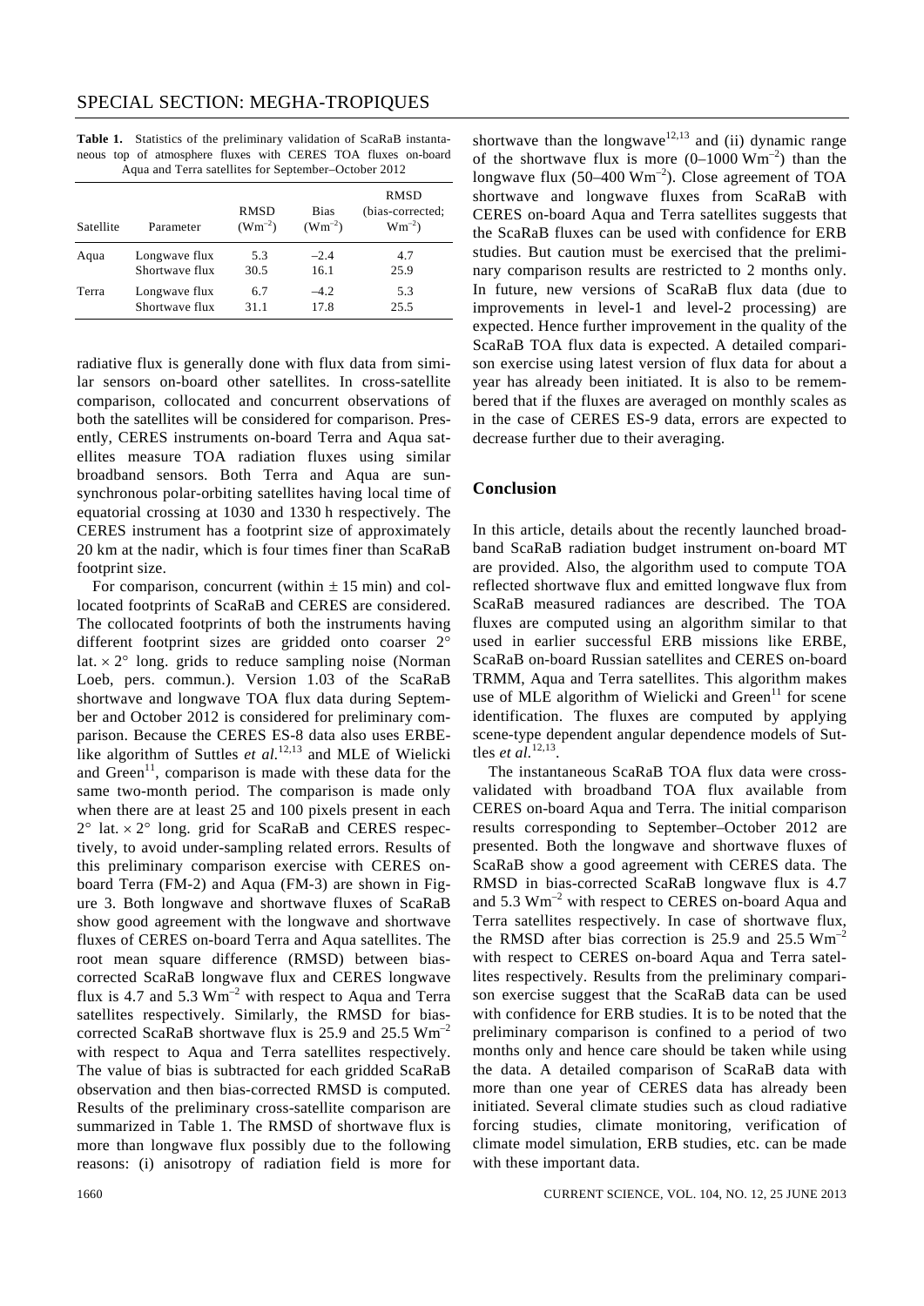**Table 1.** Statistics of the preliminary validation of ScaRaB instantaneous top of atmosphere fluxes with CERES TOA fluxes on-board Aqua and Terra satellites for September–October 2012

| Satellite | Parameter | RMSD ($Wm^{-2}$) | Bias ($Wm^{-2}$) | RMSD (bias-corrected; $Wm^{-2}$) |
|---|---|---|---|---|
| Aqua | Longwave flux | 5.3 | –2.4 | 4.7 |
| | Shortwave flux | 30.5 | 16.1 | 25.9 |
| Terra | Longwave flux | 6.7 | –4.2 | 5.3 |
| | Shortwave flux | 31.1 | 17.8 | 25.5 |

radiative flux is generally done with flux data from similar sensors on-board other satellites. In cross-satellite comparison, collocated and concurrent observations of both the satellites will be considered for comparison. Presently, CERES instruments on-board Terra and Aqua satellites measure TOA radiation fluxes using similar broadband sensors. Both Terra and Aqua are sun-synchronous polar-orbiting satellites having local time of equatorial crossing at 1030 and 1330 h respectively. The CERES instrument has a footprint size of approximately 20 km at the nadir, which is four times finer than ScaRaB footprint size.

For comparison, concurrent (within ± 15 min) and collocated footprints of ScaRaB and CERES are considered. The collocated footprints of both the instruments having different footprint sizes are gridded onto coarser 2° lat. × 2° long. grids to reduce sampling noise (Norman Loeb, pers. commun.). Version 1.03 of the ScaRaB shortwave and longwave TOA flux data during September and October 2012 is considered for preliminary comparison. Because the CERES ES-8 data also uses ERBE-like algorithm of Suttles *et al.*[12,13] and MLE of Wielicki and Green[11], comparison is made with these data for the same two-month period. The comparison is made only when there are at least 25 and 100 pixels present in each 2° lat. × 2° long. grid for ScaRaB and CERES respectively, to avoid under-sampling related errors. Results of this preliminary comparison exercise with CERES on-board Terra (FM-2) and Aqua (FM-3) are shown in Figure 3. Both longwave and shortwave fluxes of ScaRaB show good agreement with the longwave and shortwave fluxes of CERES on-board Terra and Aqua satellites. The root mean square difference (RMSD) between bias-corrected ScaRaB longwave flux and CERES longwave flux is 4.7 and 5.3 $Wm^{-2}$ with respect to Aqua and Terra satellites respectively. Similarly, the RMSD for bias-corrected ScaRaB shortwave flux is 25.9 and 25.5 $Wm^{-2}$ with respect to Aqua and Terra satellites respectively. The value of bias is subtracted for each gridded ScaRaB observation and then bias-corrected RMSD is computed. Results of the preliminary cross-satellite comparison are summarized in Table 1. The RMSD of shortwave flux is more than longwave flux possibly due to the following reasons: (i) anisotropy of radiation field is more for shortwave than the longwave[12,13] and (ii) dynamic range of the shortwave flux is more (0–1000 $Wm^{-2}$) than the longwave flux (50–400 $Wm^{-2}$). Close agreement of TOA shortwave and longwave fluxes from ScaRaB with CERES on-board Aqua and Terra satellites suggests that the ScaRaB fluxes can be used with confidence for ERB studies. But caution must be exercised that the preliminary comparison results are restricted to 2 months only. In future, new versions of ScaRaB flux data (due to improvements in level-1 and level-2 processing) are expected. Hence further improvement in the quality of the ScaRaB TOA flux data is expected. A detailed comparison exercise using latest version of flux data for about a year has already been initiated. It is also to be remembered that if the fluxes are averaged on monthly scales as in the case of CERES ES-9 data, errors are expected to decrease further due to their averaging.

## Conclusion

In this article, details about the recently launched broadband ScaRaB radiation budget instrument on-board MT are provided. Also, the algorithm used to compute TOA reflected shortwave flux and emitted longwave flux from ScaRaB measured radiances are described. The TOA fluxes are computed using an algorithm similar to that used in earlier successful ERB missions like ERBE, ScaRaB on-board Russian satellites and CERES on-board TRMM, Aqua and Terra satellites. This algorithm makes use of MLE algorithm of Wielicki and Green[11] for scene identification. The fluxes are computed by applying scene-type dependent angular dependence models of Suttles *et al.*[12,13].

The instantaneous ScaRaB TOA flux data were cross-validated with broadband TOA flux available from CERES on-board Aqua and Terra. The initial comparison results corresponding to September–October 2012 are presented. Both the longwave and shortwave fluxes of ScaRaB show a good agreement with CERES data. The RMSD in bias-corrected ScaRaB longwave flux is 4.7 and 5.3 $Wm^{-2}$ with respect to CERES on-board Aqua and Terra satellites respectively. In case of shortwave flux, the RMSD after bias correction is 25.9 and 25.5 $Wm^{-2}$ with respect to CERES on-board Aqua and Terra satellites respectively. Results from the preliminary comparison exercise suggest that the ScaRaB data can be used with confidence for ERB studies. It is to be noted that the preliminary comparison is confined to a period of two months only and hence care should be taken while using the data. A detailed comparison of ScaRaB data with more than one year of CERES data has already been initiated. Several climate studies such as cloud radiative forcing studies, climate monitoring, verification of climate model simulation, ERB studies, etc. can be made with these important data.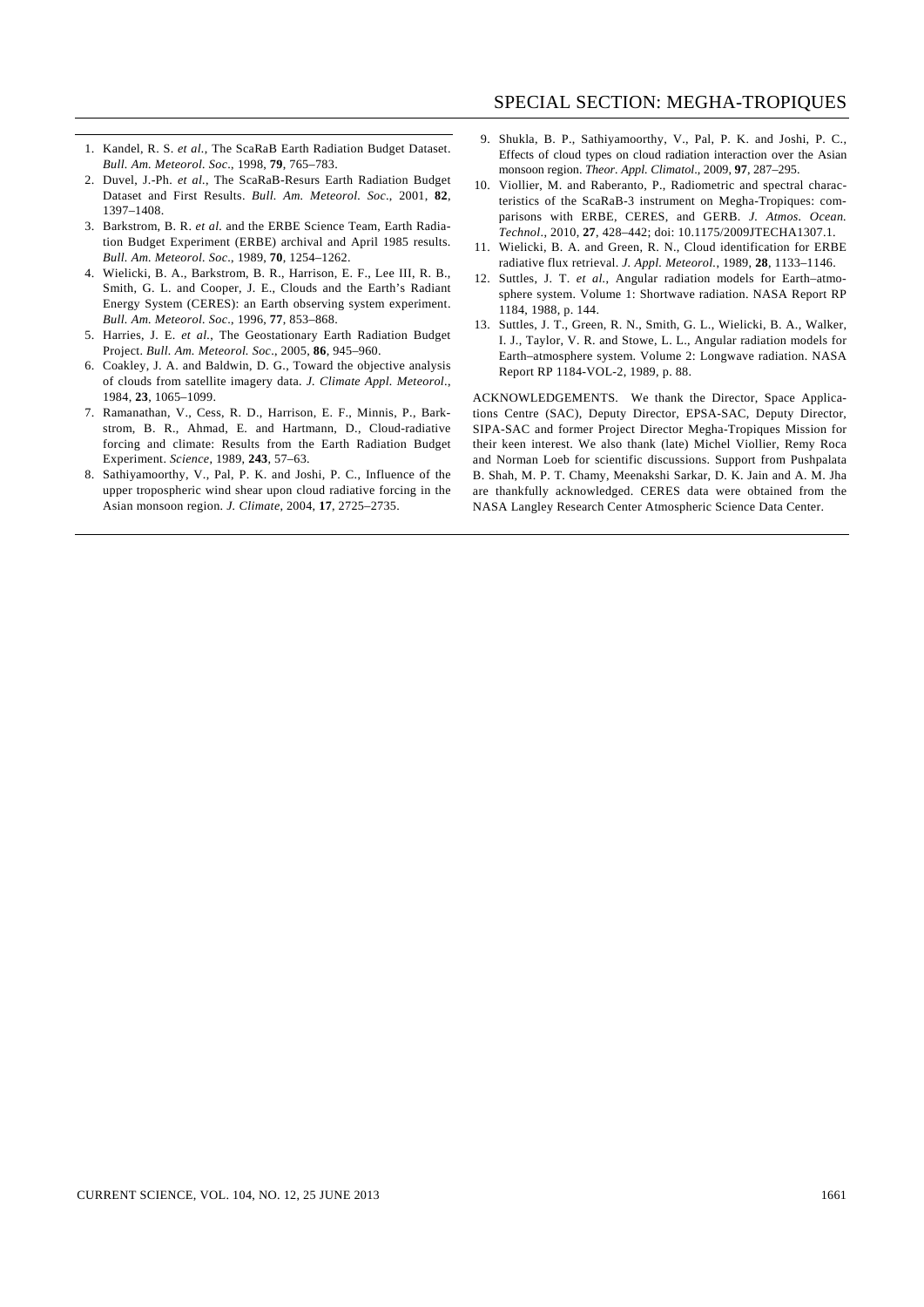1. Kandel, R. S. *et al.*, The ScaRaB Earth Radiation Budget Dataset. *Bull. Am. Meteorol. Soc.*, 1998, **79**, 765–783.
2. Duvel, J.-Ph. *et al.*, The ScaRaB-Resurs Earth Radiation Budget Dataset and First Results. *Bull. Am. Meteorol. Soc.*, 2001, **82**, 1397–1408.
3. Barkstrom, B. R. *et al.* and the ERBE Science Team, Earth Radiation Budget Experiment (ERBE) archival and April 1985 results. *Bull. Am. Meteorol. Soc.*, 1989, **70**, 1254–1262.
4. Wielicki, B. A., Barkstrom, B. R., Harrison, E. F., Lee III, R. B., Smith, G. L. and Cooper, J. E., Clouds and the Earth's Radiant Energy System (CERES): an Earth observing system experiment. *Bull. Am. Meteorol. Soc.*, 1996, **77**, 853–868.
5. Harries, J. E. *et al.*, The Geostationary Earth Radiation Budget Project. *Bull. Am. Meteorol. Soc.*, 2005, **86**, 945–960.
6. Coakley, J. A. and Baldwin, D. G., Toward the objective analysis of clouds from satellite imagery data. *J. Climate Appl. Meteorol.*, 1984, **23**, 1065–1099.
7. Ramanathan, V., Cess, R. D., Harrison, E. F., Minnis, P., Barkstrom, B. R., Ahmad, E. and Hartmann, D., Cloud-radiative forcing and climate: Results from the Earth Radiation Budget Experiment. *Science*, 1989, **243**, 57–63.
8. Sathiyamoorthy, V., Pal, P. K. and Joshi, P. C., Influence of the upper tropospheric wind shear upon cloud radiative forcing in the Asian monsoon region. *J. Climate*, 2004, **17**, 2725–2735.
9. Shukla, B. P., Sathiyamoorthy, V., Pal, P. K. and Joshi, P. C., Effects of cloud types on cloud radiation interaction over the Asian monsoon region. *Theor. Appl. Climatol.*, 2009, **97**, 287–295.
10. Viollier, M. and Raberanto, P., Radiometric and spectral characteristics of the ScaRaB-3 instrument on Megha-Tropiques: comparisons with ERBE, CERES, and GERB. *J. Atmos. Ocean. Technol.*, 2010, **27**, 428–442; doi: 10.1175/2009JTECHA1307.1.
11. Wielicki, B. A. and Green, R. N., Cloud identification for ERBE radiative flux retrieval. *J. Appl. Meteorol.*, 1989, **28**, 1133–1146.
12. Suttles, J. T. *et al.*, Angular radiation models for Earth–atmosphere system. Volume 1: Shortwave radiation. NASA Report RP 1184, 1988, p. 144.
13. Suttles, J. T., Green, R. N., Smith, G. L., Wielicki, B. A., Walker, I. J., Taylor, V. R. and Stowe, L. L., Angular radiation models for Earth–atmosphere system. Volume 2: Longwave radiation. NASA Report RP 1184-VOL-2, 1989, p. 88.

ACKNOWLEDGEMENTS. We thank the Director, Space Applications Centre (SAC), Deputy Director, EPSA-SAC, Deputy Director, SIPA-SAC and former Project Director Megha-Tropiques Mission for their keen interest. We also thank (late) Michel Viollier, Remy Roca and Norman Loeb for scientific discussions. Support from Pushpalata B. Shah, M. P. T. Chamy, Meenakshi Sarkar, D. K. Jain and A. M. Jha are thankfully acknowledged. CERES data were obtained from the NASA Langley Research Center Atmospheric Science Data Center.